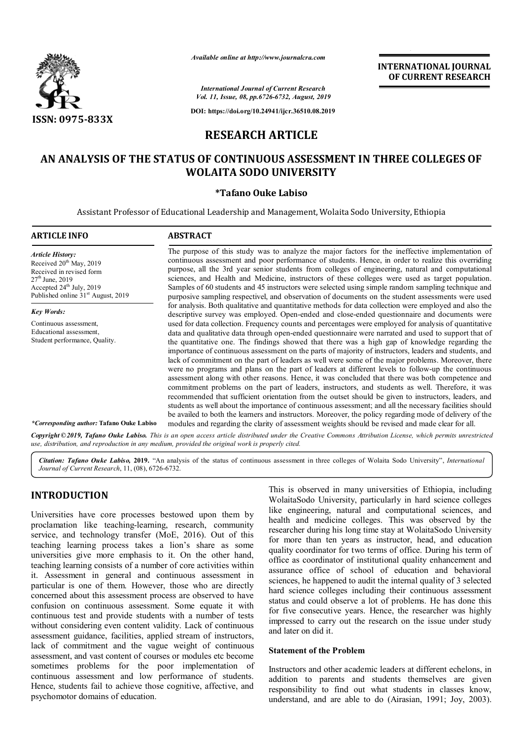Available online at http://www.journalcra.com

*International Journal of Current Research*
*Vol. 11, Issue, 08, pp.6726-6732, August, 2019*

**DOI: https://doi.org/10.24941/ijcr.36510.08.2019**

**INTERNATIONAL JOURNAL OF CURRENT RESEARCH**

**ISSN: 0975-833X**

# RESEARCH ARTICLE

# AN ANALYSIS OF THE STATUS OF CONTINUOUS ASSESSMENT IN THREE COLLEGES OF WOLAITA SODO UNIVERSITY

**\*Tafano Ouke Labiso**

Assistant Professor of Educational Leadership and Management, Wolaita Sodo University, Ethiopia

## ARTICLE INFO

*Article History:*
Received 20th May, 2019
Received in revised form 27th June, 2019
Accepted 24th July, 2019
Published online 31st August, 2019

*Key Words:*
Continuous assessment, Educational assessment, Student performance, Quality.

*\*Corresponding author:* **Tafano Ouke Labiso**

## ABSTRACT

The purpose of this study was to analyze the major factors for the ineffective implementation of continuous assessment and poor performance of students. Hence, in order to realize this overriding purpose, all the 3rd year senior students from colleges of engineering, natural and computational sciences, and Health and Medicine, instructors of these colleges were used as target population. Samples of 60 students and 45 instructors were selected using simple random sampling technique and purposive sampling respectivel, and observation of documents on the student assessments were used for analysis. Both qualitative and quantitative methods for data collection were employed and also the descriptive survey was employed. Open-ended and close-ended questionnaire and documents were used for data collection. Frequency counts and percentages were employed for analysis of quantitative data and qualitative data through open-ended questionnaire were narrated and used to support that of the quantitative one. The findings showed that there was a high gap of knowledge regarding the importance of continuous assessment on the parts of majority of instructors, leaders and students, and lack of commitment on the part of leaders as well were some of the major problems. Moreover, there were no programs and plans on the part of leaders at different levels to follow-up the continuous assessment along with other reasons. Hence, it was concluded that there was both competence and commitment problems on the part of leaders, instructors, and students as well. Therefore, it was recommended that sufficient orientation from the outset should be given to instructors, leaders, and students as well about the importance of continuous assessment; and all the necessary facilities should be availed to both the learners and instructors. Moreover, the policy regarding mode of delivery of the modules and regarding the clarity of assessment weights should be revised and made clear for all.

***Copyright © 2019, Tafano Ouke Labiso.*** *This is an open access article distributed under the Creative Commons Attribution License, which permits unrestricted use, distribution, and reproduction in any medium, provided the original work is properly cited.*

***Citation: Tafano Ouke Labiso,* 2019.** "An analysis of the status of continuous assessment in three colleges of Wolaita Sodo University", *International Journal of Current Research*, 11, (08), 6726-6732.

## INTRODUCTION

Universities have core processes bestowed upon them by proclamation like teaching-learning, research, community service, and technology transfer (MoE, 2016). Out of this teaching learning process takes a lion's share as some universities give more emphasis to it. On the other hand, teaching learning consists of a number of core activities within it. Assessment in general and continuous assessment in particular is one of them. However, those who are directly concerned about this assessment process are observed to have confusion on continuous assessment. Some equate it with continuous test and provide students with a number of tests without considering even content validity. Lack of continuous assessment guidance, facilities, applied stream of instructors, lack of commitment and the vague weight of continuous assessment, and vast content of courses or modules etc become sometimes problems for the poor implementation of continuous assessment and low performance of students. Hence, students fail to achieve those cognitive, affective, and psychomotor domains of education.

This is observed in many universities of Ethiopia, including WolaitaSodo University, particularly in hard science colleges like engineering, natural and computational sciences, and health and medicine colleges. This was observed by the researcher during his long time stay at WolaitaSodo University for more than ten years as instructor, head, and education quality coordinator for two terms of office. During his term of office as coordinator of institutional quality enhancement and assurance office of school of education and behavioral sciences, he happened to audit the internal quality of 3 selected hard science colleges including their continuous assessment status and could observe a lot of problems. He has done this for five consecutive years. Hence, the researcher was highly impressed to carry out the research on the issue under study and later on did it.

### Statement of the Problem

Instructors and other academic leaders at different echelons, in addition to parents and students themselves are given responsibility to find out what students in classes know, understand, and are able to do (Airasian, 1991; Joy, 2003).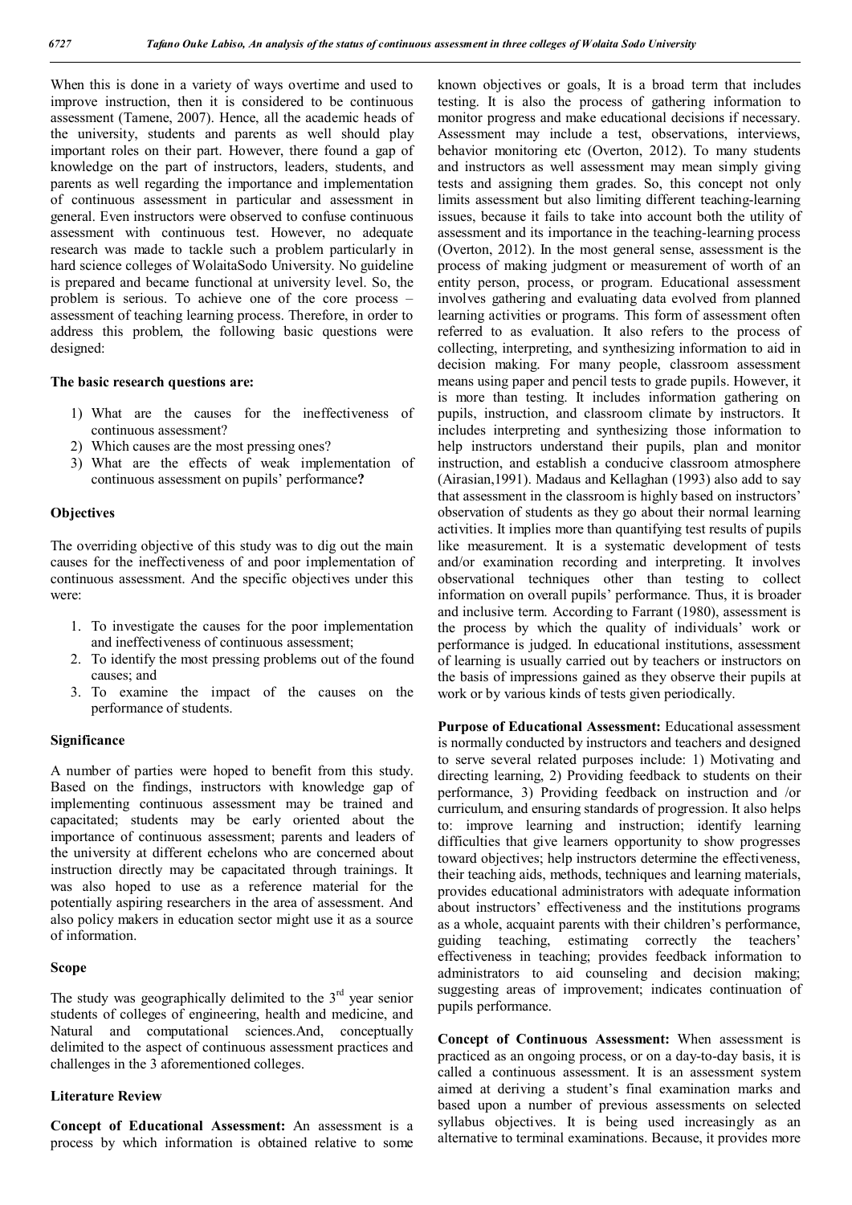When this is done in a variety of ways overtime and used to improve instruction, then it is considered to be continuous assessment (Tamene, 2007). Hence, all the academic heads of the university, students and parents as well should play important roles on their part. However, there found a gap of knowledge on the part of instructors, leaders, students, and parents as well regarding the importance and implementation of continuous assessment in particular and assessment in general. Even instructors were observed to confuse continuous assessment with continuous test. However, no adequate research was made to tackle such a problem particularly in hard science colleges of WolaitaSodo University. No guideline is prepared and became functional at university level. So, the problem is serious. To achieve one of the core process – assessment of teaching learning process. Therefore, in order to address this problem, the following basic questions were designed:

**The basic research questions are:**

1) What are the causes for the ineffectiveness of continuous assessment?
2) Which causes are the most pressing ones?
3) What are the effects of weak implementation of continuous assessment on pupils' performance**?**

## Objectives

The overriding objective of this study was to dig out the main causes for the ineffectiveness of and poor implementation of continuous assessment. And the specific objectives under this were:

1. To investigate the causes for the poor implementation and ineffectiveness of continuous assessment;
2. To identify the most pressing problems out of the found causes; and
3. To examine the impact of the causes on the performance of students.

## Significance

A number of parties were hoped to benefit from this study. Based on the findings, instructors with knowledge gap of implementing continuous assessment may be trained and capacitated; students may be early oriented about the importance of continuous assessment; parents and leaders of the university at different echelons who are concerned about instruction directly may be capacitated through trainings. It was also hoped to use as a reference material for the potentially aspiring researchers in the area of assessment. And also policy makers in education sector might use it as a source of information.

## Scope

The study was geographically delimited to the 3rd year senior students of colleges of engineering, health and medicine, and Natural and computational sciences.And, conceptually delimited to the aspect of continuous assessment practices and challenges in the 3 aforementioned colleges.

## Literature Review

**Concept of Educational Assessment:** An assessment is a process by which information is obtained relative to some known objectives or goals, It is a broad term that includes testing. It is also the process of gathering information to monitor progress and make educational decisions if necessary. Assessment may include a test, observations, interviews, behavior monitoring etc (Overton, 2012). To many students and instructors as well assessment may mean simply giving tests and assigning them grades. So, this concept not only limits assessment but also limiting different teaching-learning issues, because it fails to take into account both the utility of assessment and its importance in the teaching-learning process (Overton, 2012). In the most general sense, assessment is the process of making judgment or measurement of worth of an entity person, process, or program. Educational assessment involves gathering and evaluating data evolved from planned learning activities or programs. This form of assessment often referred to as evaluation. It also refers to the process of collecting, interpreting, and synthesizing information to aid in decision making. For many people, classroom assessment means using paper and pencil tests to grade pupils. However, it is more than testing. It includes information gathering on pupils, instruction, and classroom climate by instructors. It includes interpreting and synthesizing those information to help instructors understand their pupils, plan and monitor instruction, and establish a conducive classroom atmosphere (Airasian,1991). Madaus and Kellaghan (1993) also add to say that assessment in the classroom is highly based on instructors' observation of students as they go about their normal learning activities. It implies more than quantifying test results of pupils like measurement. It is a systematic development of tests and/or examination recording and interpreting. It involves observational techniques other than testing to collect information on overall pupils' performance. Thus, it is broader and inclusive term. According to Farrant (1980), assessment is the process by which the quality of individuals' work or performance is judged. In educational institutions, assessment of learning is usually carried out by teachers or instructors on the basis of impressions gained as they observe their pupils at work or by various kinds of tests given periodically.

**Purpose of Educational Assessment:** Educational assessment is normally conducted by instructors and teachers and designed to serve several related purposes include: 1) Motivating and directing learning, 2) Providing feedback to students on their performance, 3) Providing feedback on instruction and /or curriculum, and ensuring standards of progression. It also helps to: improve learning and instruction; identify learning difficulties that give learners opportunity to show progresses toward objectives; help instructors determine the effectiveness, their teaching aids, methods, techniques and learning materials, provides educational administrators with adequate information about instructors' effectiveness and the institutions programs as a whole, acquaint parents with their children's performance, guiding teaching, estimating correctly the teachers' effectiveness in teaching; provides feedback information to administrators to aid counseling and decision making; suggesting areas of improvement; indicates continuation of pupils performance.

**Concept of Continuous Assessment:** When assessment is practiced as an ongoing process, or on a day-to-day basis, it is called a continuous assessment. It is an assessment system aimed at deriving a student's final examination marks and based upon a number of previous assessments on selected syllabus objectives. It is being used increasingly as an alternative to terminal examinations. Because, it provides more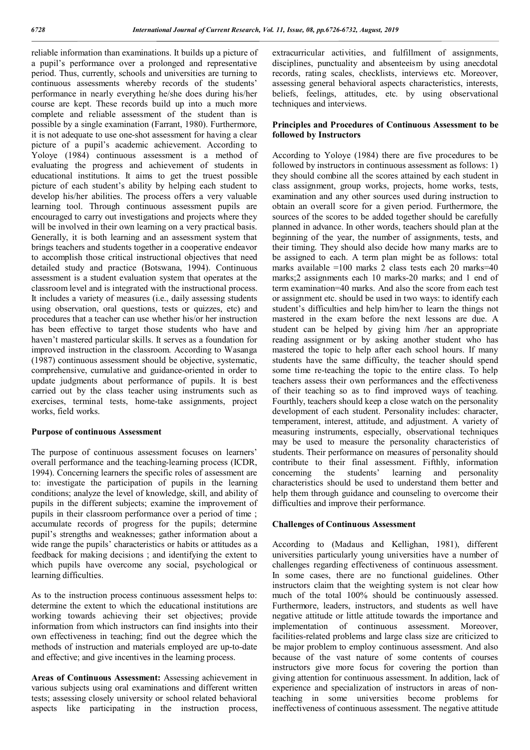reliable information than examinations. It builds up a picture of a pupil's performance over a prolonged and representative period. Thus, currently, schools and universities are turning to continuous assessments whereby records of the students' performance in nearly everything he/she does during his/her course are kept. These records build up into a much more complete and reliable assessment of the student than is possible by a single examination (Farrant, 1980). Furthermore, it is not adequate to use one-shot assessment for having a clear picture of a pupil's academic achievement. According to Yoloye (1984) continuous assessment is a method of evaluating the progress and achievement of students in educational institutions. It aims to get the truest possible picture of each student's ability by helping each student to develop his/her abilities. The process offers a very valuable learning tool. Through continuous assessment pupils are encouraged to carry out investigations and projects where they will be involved in their own learning on a very practical basis. Generally, it is both learning and an assessment system that brings teachers and students together in a cooperative endeavor to accomplish those critical instructional objectives that need detailed study and practice (Botswana, 1994). Continuous assessment is a student evaluation system that operates at the classroom level and is integrated with the instructional process. It includes a variety of measures (i.e., daily assessing students using observation, oral questions, tests or quizzes, etc) and procedures that a teacher can use whether his/or her instruction has been effective to target those students who have and haven't mastered particular skills. It serves as a foundation for improved instruction in the classroom. According to Wasanga (1987) continuous assessment should be objective, systematic, comprehensive, cumulative and guidance-oriented in order to update judgments about performance of pupils. It is best carried out by the class teacher using instruments such as exercises, terminal tests, home-take assignments, project works, field works.

**Purpose of continuous Assessment**

The purpose of continuous assessment focuses on learners' overall performance and the teaching-learning process (ICDR, 1994). Concerning learners the specific roles of assessment are to: investigate the participation of pupils in the learning conditions; analyze the level of knowledge, skill, and ability of pupils in the different subjects; examine the improvement of pupils in their classroom performance over a period of time ; accumulate records of progress for the pupils; determine pupil's strengths and weaknesses; gather information about a wide range the pupils' characteristics or habits or attitudes as a feedback for making decisions ; and identifying the extent to which pupils have overcome any social, psychological or learning difficulties.

As to the instruction process continuous assessment helps to: determine the extent to which the educational institutions are working towards achieving their set objectives; provide information from which instructors can find insights into their own effectiveness in teaching; find out the degree which the methods of instruction and materials employed are up-to-date and effective; and give incentives in the learning process.

**Areas of Continuous Assessment:** Assessing achievement in various subjects using oral examinations and different written tests; assessing closely university or school related behavioral aspects like participating in the instruction process, extracurricular activities, and fulfillment of assignments, disciplines, punctuality and absenteeism by using anecdotal records, rating scales, checklists, interviews etc. Moreover, assessing general behavioral aspects characteristics, interests, beliefs, feelings, attitudes, etc. by using observational techniques and interviews.

**Principles and Procedures of Continuous Assessment to be followed by Instructors**

According to Yoloye (1984) there are five procedures to be followed by instructors in continuous assessment as follows: 1) they should combine all the scores attained by each student in class assignment, group works, projects, home works, tests, examination and any other sources used during instruction to obtain an overall score for a given period. Furthermore, the sources of the scores to be added together should be carefully planned in advance. In other words, teachers should plan at the beginning of the year, the number of assignments, tests, and their timing. They should also decide how many marks are to be assigned to each. A term plan might be as follows: total marks available =100 marks 2 class tests each 20 marks=40 marks;2 assignments each 10 marks-20 marks; and 1 end of term examination=40 marks. And also the score from each test or assignment etc. should be used in two ways: to identify each student's difficulties and help him/her to learn the things not mastered in the exam before the next lessons are due. A student can be helped by giving him /her an appropriate reading assignment or by asking another student who has mastered the topic to help after each school hours. If many students have the same difficulty, the teacher should spend some time re-teaching the topic to the entire class. To help teachers assess their own performances and the effectiveness of their teaching so as to find improved ways of teaching. Fourthly, teachers should keep a close watch on the personality development of each student. Personality includes: character, temperament, interest, attitude, and adjustment. A variety of measuring instruments, especially, observational techniques may be used to measure the personality characteristics of students. Their performance on measures of personality should contribute to their final assessment. Fifthly, information concerning the students' learning and personality characteristics should be used to understand them better and help them through guidance and counseling to overcome their difficulties and improve their performance.

**Challenges of Continuous Assessment**

According to (Madaus and Kellighan, 1981), different universities particularly young universities have a number of challenges regarding effectiveness of continuous assessment. In some cases, there are no functional guidelines. Other instructors claim that the weighting system is not clear how much of the total 100% should be continuously assessed. Furthermore, leaders, instructors, and students as well have negative attitude or little attitude towards the importance and implementation of continuous assessment. Moreover, facilities-related problems and large class size are criticized to be major problem to employ continuous assessment. And also because of the vast nature of some contents of courses instructors give more focus for covering the portion than giving attention for continuous assessment. In addition, lack of experience and specialization of instructors in areas of non-teaching in some universities become problems for ineffectiveness of continuous assessment. The negative attitude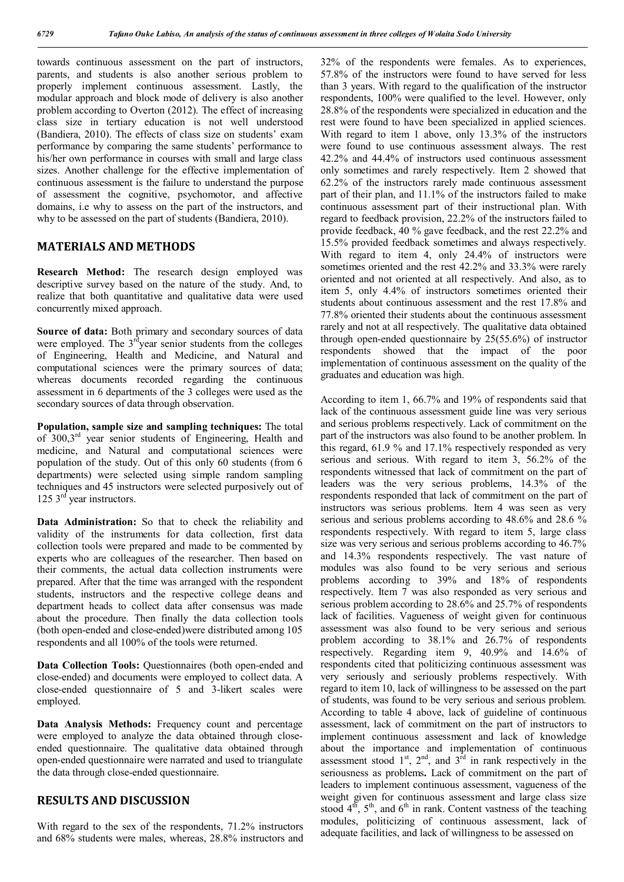towards continuous assessment on the part of instructors, parents, and students is also another serious problem to properly implement continuous assessment. Lastly, the modular approach and block mode of delivery is also another problem according to Overton (2012). The effect of increasing class size in tertiary education is not well understood (Bandiera, 2010). The effects of class size on students' exam performance by comparing the same students' performance to his/her own performance in courses with small and large class sizes. Another challenge for the effective implementation of continuous assessment is the failure to understand the purpose of assessment the cognitive, psychomotor, and affective domains, i.e why to assess on the part of the instructors, and why to be assessed on the part of students (Bandiera, 2010).

## MATERIALS AND METHODS

**Research Method:** The research design employed was descriptive survey based on the nature of the study. And, to realize that both quantitative and qualitative data were used concurrently mixed approach.

**Source of data:** Both primary and secondary sources of data were employed. The 3rd year senior students from the colleges of Engineering, Health and Medicine, and Natural and computational sciences were the primary sources of data; whereas documents recorded regarding the continuous assessment in 6 departments of the 3 colleges were used as the secondary sources of data through observation.

**Population, sample size and sampling techniques:** The total of 300,3rd year senior students of Engineering, Health and medicine, and Natural and computational sciences were population of the study. Out of this only 60 students (from 6 departments) were selected using simple random sampling techniques and 45 instructors were selected purposively out of 125 3rd year instructors.

**Data Administration:** So that to check the reliability and validity of the instruments for data collection, first data collection tools were prepared and made to be commented by experts who are colleagues of the researcher. Then based on their comments, the actual data collection instruments were prepared. After that the time was arranged with the respondent students, instructors and the respective college deans and department heads to collect data after consensus was made about the procedure. Then finally the data collection tools (both open-ended and close-ended)were distributed among 105 respondents and all 100% of the tools were returned.

**Data Collection Tools:** Questionnaires (both open-ended and close-ended) and documents were employed to collect data. A close-ended questionnaire of 5 and 3-likert scales were employed.

**Data Analysis Methods:** Frequency count and percentage were employed to analyze the data obtained through close-ended questionnaire. The qualitative data obtained through open-ended questionnaire were narrated and used to triangulate the data through close-ended questionnaire.

## RESULTS AND DISCUSSION

With regard to the sex of the respondents, 71.2% instructors and 68% students were males, whereas, 28.8% instructors and 32% of the respondents were females. As to experiences, 57.8% of the instructors were found to have served for less than 3 years. With regard to the qualification of the instructor respondents, 100% were qualified to the level. However, only 28.8% of the respondents were specialized in education and the rest were found to have been specialized in applied sciences. With regard to item 1 above, only 13.3% of the instructors were found to use continuous assessment always. The rest 42.2% and 44.4% of instructors used continuous assessment only sometimes and rarely respectively. Item 2 showed that 62.2% of the instructors rarely made continuous assessment part of their plan, and 11.1% of the instructors failed to make continuous assessment part of their instructional plan. With regard to feedback provision, 22.2% of the instructors failed to provide feedback, 40 % gave feedback, and the rest 22.2% and 15.5% provided feedback sometimes and always respectively. With regard to item 4, only 24.4% of instructors were sometimes oriented and the rest 42.2% and 33.3% were rarely oriented and not oriented at all respectively. And also, as to item 5, only 4.4% of instructors sometimes oriented their students about continuous assessment and the rest 17.8% and 77.8% oriented their students about the continuous assessment rarely and not at all respectively. The qualitative data obtained through open-ended questionnaire by 25(55.6%) of instructor respondents showed that the impact of the poor implementation of continuous assessment on the quality of the graduates and education was high.

According to item 1, 66.7% and 19% of respondents said that lack of the continuous assessment guide line was very serious and serious problems respectively. Lack of commitment on the part of the instructors was also found to be another problem. In this regard, 61.9 % and 17.1% respectively responded as very serious and serious. With regard to item 3, 56.2% of the respondents witnessed that lack of commitment on the part of leaders was the very serious problems, 14.3% of the respondents responded that lack of commitment on the part of instructors was serious problems. Item 4 was seen as very serious and serious problems according to 48.6% and 28.6 % respondents respectively. With regard to item 5, large class size was very serious and serious problems according to 46.7% and 14.3% respondents respectively. The vast nature of modules was also found to be very serious and serious problems according to 39% and 18% of respondents respectively. Item 7 was also responded as very serious and serious problem according to 28.6% and 25.7% of respondents lack of facilities. Vagueness of weight given for continuous assessment was also found to be very serious and serious problem according to 38.1% and 26.7% of respondents respectively. Regarding item 9, 40.9% and 14.6% of respondents cited that politicizing continuous assessment was very seriously and seriously problems respectively. With regard to item 10, lack of willingness to be assessed on the part of students, was found to be very serious and serious problem. According to table 4 above, lack of guideline of continuous assessment, lack of commitment on the part of instructors to implement continuous assessment and lack of knowledge about the importance and implementation of continuous assessment stood 1st, 2nd, and 3rd in rank respectively in the seriousness as problems**.** Lack of commitment on the part of leaders to implement continuous assessment, vagueness of the weight given for continuous assessment and large class size stood 4th, 5th, and 6th in rank. Content vastness of the teaching modules, politicizing of continuous assessment, lack of adequate facilities, and lack of willingness to be assessed on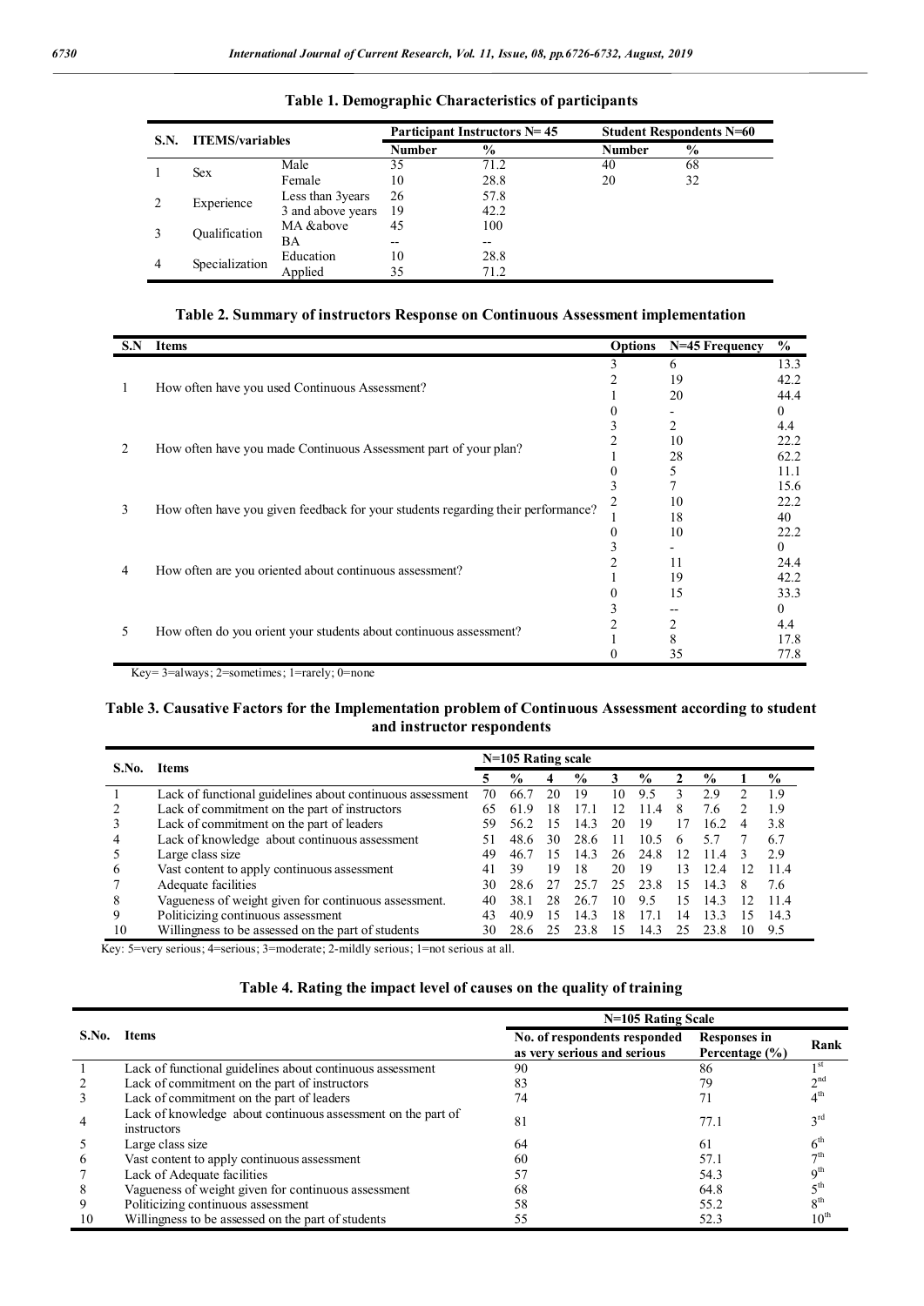**Table 1. Demographic Characteristics of participants**

| S.N. | ITEMS/variables | | Participant Instructors N= 45 | | Student Respondents N=60 | |
|---|---|---|---|---|---|---|
| | | | Number | % | Number | % |
| 1 | Sex | Male | 35 | 71.2 | 40 | 68 |
| | | Female | 10 | 28.8 | 20 | 32 |
| 2 | Experience | Less than 3years | 26 | 57.8 | | |
| | | 3 and above years | 19 | 42.2 | | |
| 3 | Qualification | MA &above | 45 | 100 | | |
| | | BA | -- | -- | | |
| 4 | Specialization | Education | 10 | 28.8 | | |
| | | Applied | 35 | 71.2 | | |

**Table 2. Summary of instructors Response on Continuous Assessment implementation**

| S.N | Items | Options | N=45 Frequency | % |
|---|---|---|---|---|
| 1 | How often have you used Continuous Assessment? | 3 | 6 | 13.3 |
| | | 2 | 19 | 42.2 |
| | | 1 | 20 | 44.4 |
| | | 0 | - | 0 |
| 2 | How often have you made Continuous Assessment part of your plan? | 3 | 2 | 4.4 |
| | | 2 | 10 | 22.2 |
| | | 1 | 28 | 62.2 |
| | | 0 | 5 | 11.1 |
| 3 | How often have you given feedback for your students regarding their performance? | 3 | 7 | 15.6 |
| | | 2 | 10 | 22.2 |
| | | 1 | 18 | 40 |
| | | 0 | 10 | 22.2 |
| 4 | How often are you oriented about continuous assessment? | 3 | - | 0 |
| | | 2 | 11 | 24.4 |
| | | 1 | 19 | 42.2 |
| | | 0 | 15 | 33.3 |
| 5 | How often do you orient your students about continuous assessment? | 3 | -- | 0 |
| | | 2 | 2 | 4.4 |
| | | 1 | 8 | 17.8 |
| | | 0 | 35 | 77.8 |

Key= 3=always; 2=sometimes; 1=rarely; 0=none

**Table 3. Causative Factors for the Implementation problem of Continuous Assessment according to student and instructor respondents**

| S.No. | Items | N=105 Rating scale | | | | | | | | | |
|---|---|---|---|---|---|---|---|---|---|---|---|
| | | 5 | % | 4 | % | 3 | % | 2 | % | 1 | % |
| 1 | Lack of functional guidelines about continuous assessment | 70 | 66.7 | 20 | 19 | 10 | 9.5 | 3 | 2.9 | 2 | 1.9 |
| 2 | Lack of commitment on the part of instructors | 65 | 61.9 | 18 | 17.1 | 12 | 11.4 | 8 | 7.6 | 2 | 1.9 |
| 3 | Lack of commitment on the part of leaders | 59 | 56.2 | 15 | 14.3 | 20 | 19 | 17 | 16.2 | 4 | 3.8 |
| 4 | Lack of knowledge about continuous assessment | 51 | 48.6 | 30 | 28.6 | 11 | 10.5 | 6 | 5.7 | 7 | 6.7 |
| 5 | Large class size | 49 | 46.7 | 15 | 14.3 | 26 | 24.8 | 12 | 11.4 | 3 | 2.9 |
| 6 | Vast content to apply continuous assessment | 41 | 39 | 19 | 18 | 20 | 19 | 13 | 12.4 | 12 | 11.4 |
| 7 | Adequate facilities | 30 | 28.6 | 27 | 25.7 | 25 | 23.8 | 15 | 14.3 | 8 | 7.6 |
| 8 | Vagueness of weight given for continuous assessment. | 40 | 38.1 | 28 | 26.7 | 10 | 9.5 | 15 | 14.3 | 12 | 11.4 |
| 9 | Politicizing continuous assessment | 43 | 40.9 | 15 | 14.3 | 18 | 17.1 | 14 | 13.3 | 15 | 14.3 |
| 10 | Willingness to be assessed on the part of students | 30 | 28.6 | 25 | 23.8 | 15 | 14.3 | 25 | 23.8 | 10 | 9.5 |

Key: 5=very serious; 4=serious; 3=moderate; 2-mildly serious; 1=not serious at all.

**Table 4. Rating the impact level of causes on the quality of training**

| S.No. | Items | N=105 Rating Scale | | |
|---|---|---|---|---|
| | | No. of respondents responded as very serious and serious | Responses in Percentage (%) | Rank |
| 1 | Lack of functional guidelines about continuous assessment | 90 | 86 | 1st |
| 2 | Lack of commitment on the part of instructors | 83 | 79 | 2nd |
| 3 | Lack of commitment on the part of leaders | 74 | 71 | 4th |
| 4 | Lack of knowledge about continuous assessment on the part of instructors | 81 | 77.1 | 3rd |
| 5 | Large class size | 64 | 61 | 6th |
| 6 | Vast content to apply continuous assessment | 60 | 57.1 | 7th |
| 7 | Lack of Adequate facilities | 57 | 54.3 | 9th |
| 8 | Vagueness of weight given for continuous assessment | 68 | 64.8 | 5th |
| 9 | Politicizing continuous assessment | 58 | 55.2 | 8th |
| 10 | Willingness to be assessed on the part of students | 55 | 52.3 | 10th |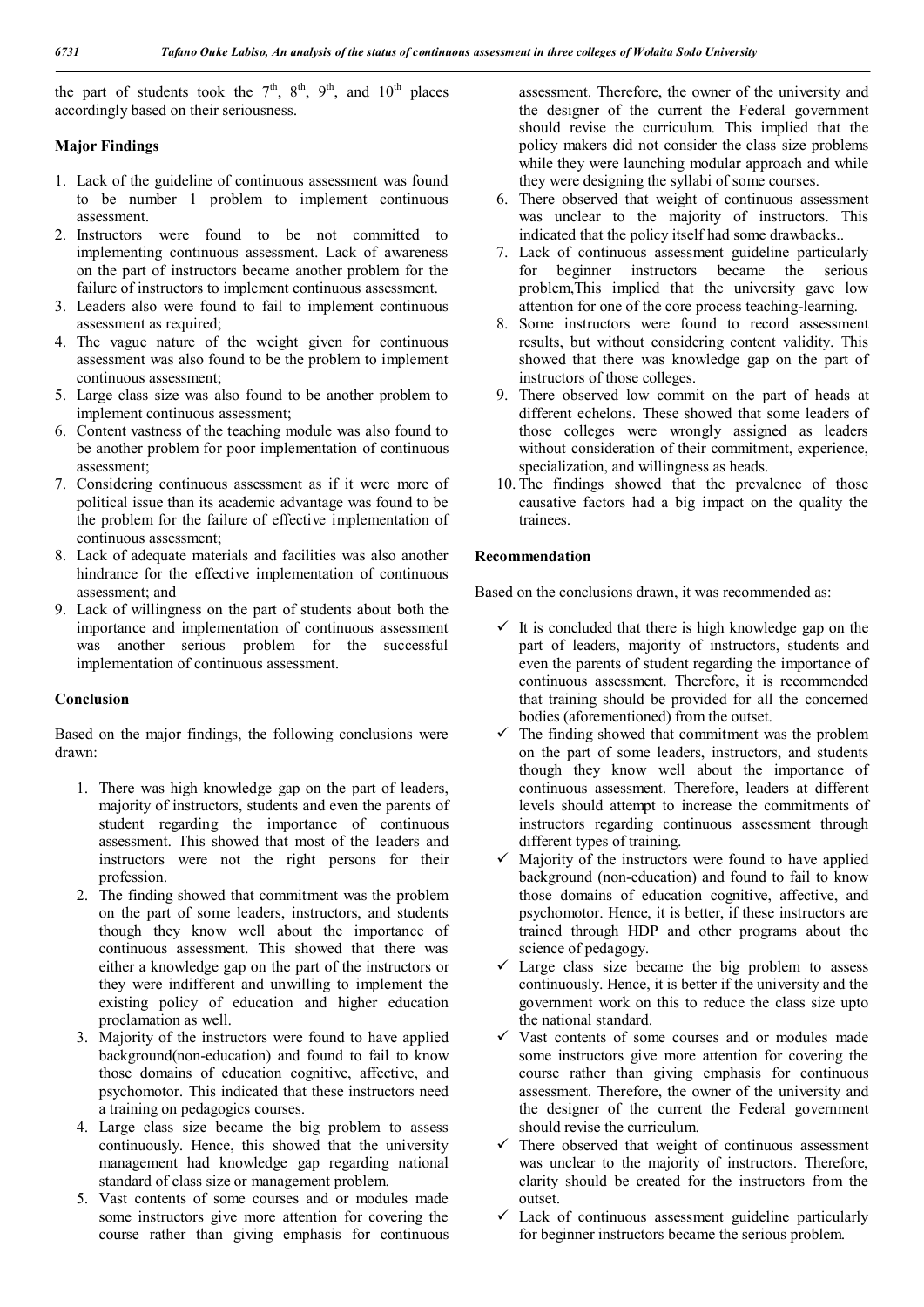the part of students took the $7^{th}$, $8^{th}$, $9^{th}$, and $10^{th}$ places accordingly based on their seriousness.

## Major Findings

1. Lack of the guideline of continuous assessment was found to be number 1 problem to implement continuous assessment.
2. Instructors were found to be not committed to implementing continuous assessment. Lack of awareness on the part of instructors became another problem for the failure of instructors to implement continuous assessment.
3. Leaders also were found to fail to implement continuous assessment as required;
4. The vague nature of the weight given for continuous assessment was also found to be the problem to implement continuous assessment;
5. Large class size was also found to be another problem to implement continuous assessment;
6. Content vastness of the teaching module was also found to be another problem for poor implementation of continuous assessment;
7. Considering continuous assessment as if it were more of political issue than its academic advantage was found to be the problem for the failure of effective implementation of continuous assessment;
8. Lack of adequate materials and facilities was also another hindrance for the effective implementation of continuous assessment; and
9. Lack of willingness on the part of students about both the importance and implementation of continuous assessment was another serious problem for the successful implementation of continuous assessment.

## Conclusion

Based on the major findings, the following conclusions were drawn:

1. There was high knowledge gap on the part of leaders, majority of instructors, students and even the parents of student regarding the importance of continuous assessment. This showed that most of the leaders and instructors were not the right persons for their profession.
2. The finding showed that commitment was the problem on the part of some leaders, instructors, and students though they know well about the importance of continuous assessment. This showed that there was either a knowledge gap on the part of the instructors or they were indifferent and unwilling to implement the existing policy of education and higher education proclamation as well.
3. Majority of the instructors were found to have applied background(non-education) and found to fail to know those domains of education cognitive, affective, and psychomotor. This indicated that these instructors need a training on pedagogics courses.
4. Large class size became the big problem to assess continuously. Hence, this showed that the university management had knowledge gap regarding national standard of class size or management problem.
5. Vast contents of some courses and or modules made some instructors give more attention for covering the course rather than giving emphasis for continuous assessment. Therefore, the owner of the university and the designer of the current the Federal government should revise the curriculum. This implied that the policy makers did not consider the class size problems while they were launching modular approach and while they were designing the syllabi of some courses.
6. There observed that weight of continuous assessment was unclear to the majority of instructors. This indicated that the policy itself had some drawbacks..
7. Lack of continuous assessment guideline particularly for beginner instructors became the serious problem,This implied that the university gave low attention for one of the core process teaching-learning.
8. Some instructors were found to record assessment results, but without considering content validity. This showed that there was knowledge gap on the part of instructors of those colleges.
9. There observed low commit on the part of heads at different echelons. These showed that some leaders of those colleges were wrongly assigned as leaders without consideration of their commitment, experience, specialization, and willingness as heads.
10. The findings showed that the prevalence of those causative factors had a big impact on the quality the trainees.

## Recommendation

Based on the conclusions drawn, it was recommended as:

- ✓ It is concluded that there is high knowledge gap on the part of leaders, majority of instructors, students and even the parents of student regarding the importance of continuous assessment. Therefore, it is recommended that training should be provided for all the concerned bodies (aforementioned) from the outset.
- ✓ The finding showed that commitment was the problem on the part of some leaders, instructors, and students though they know well about the importance of continuous assessment. Therefore, leaders at different levels should attempt to increase the commitments of instructors regarding continuous assessment through different types of training.
- ✓ Majority of the instructors were found to have applied background (non-education) and found to fail to know those domains of education cognitive, affective, and psychomotor. Hence, it is better, if these instructors are trained through HDP and other programs about the science of pedagogy.
- ✓ Large class size became the big problem to assess continuously. Hence, it is better if the university and the government work on this to reduce the class size upto the national standard.
- ✓ Vast contents of some courses and or modules made some instructors give more attention for covering the course rather than giving emphasis for continuous assessment. Therefore, the owner of the university and the designer of the current the Federal government should revise the curriculum.
- ✓ There observed that weight of continuous assessment was unclear to the majority of instructors. Therefore, clarity should be created for the instructors from the outset.
- ✓ Lack of continuous assessment guideline particularly for beginner instructors became the serious problem.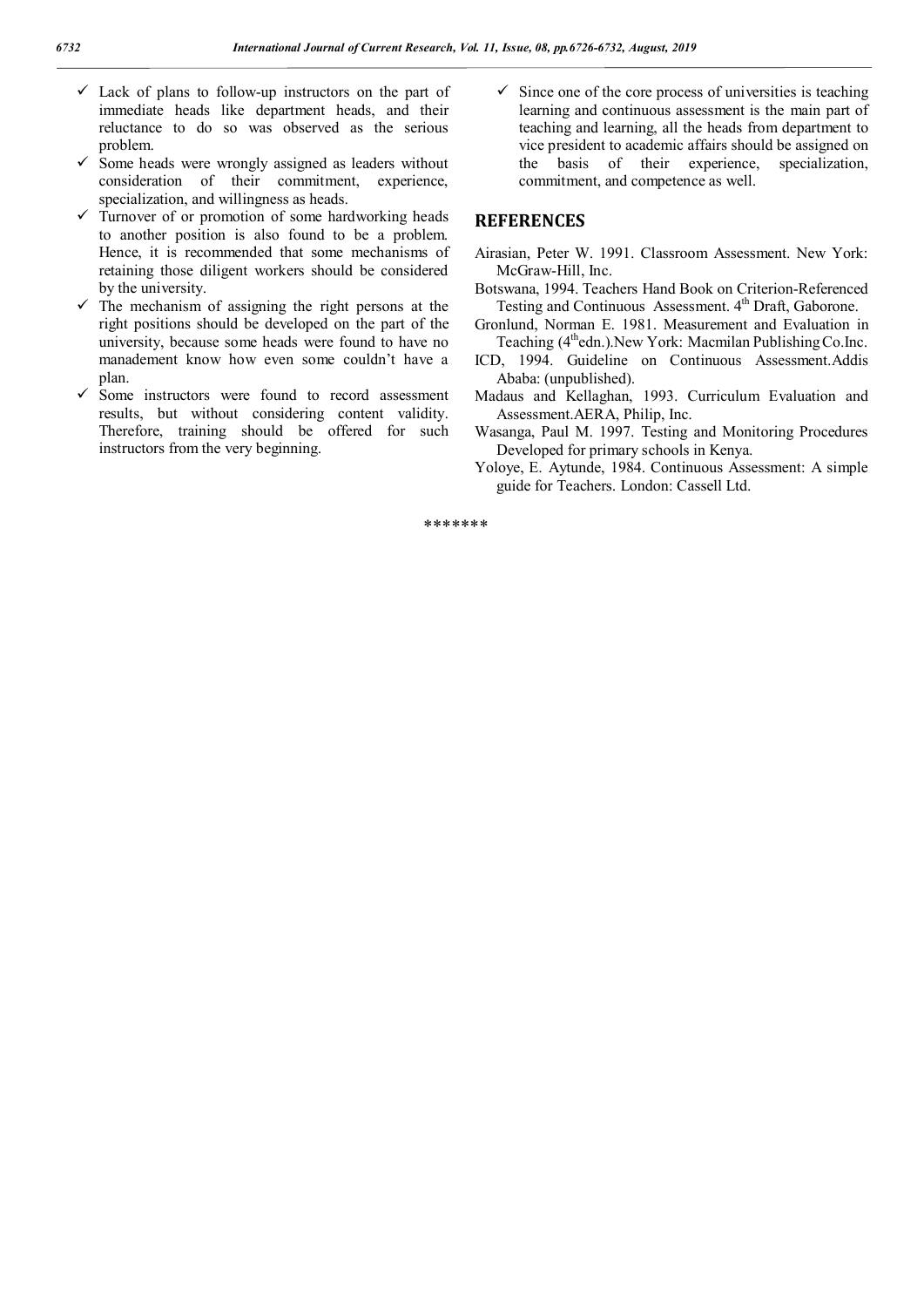- Lack of plans to follow-up instructors on the part of immediate heads like department heads, and their reluctance to do so was observed as the serious problem.
- Some heads were wrongly assigned as leaders without consideration of their commitment, experience, specialization, and willingness as heads.
- Turnover of or promotion of some hardworking heads to another position is also found to be a problem. Hence, it is recommended that some mechanisms of retaining those diligent workers should be considered by the university.
- The mechanism of assigning the right persons at the right positions should be developed on the part of the university, because some heads were found to have no manadement know how even some couldn't have a plan.
- Some instructors were found to record assessment results, but without considering content validity. Therefore, training should be offered for such instructors from the very beginning.
- Since one of the core process of universities is teaching learning and continuous assessment is the main part of teaching and learning, all the heads from department to vice president to academic affairs should be assigned on the basis of their experience, specialization, commitment, and competence as well.

## REFERENCES

Airasian, Peter W. 1991. Classroom Assessment. New York: McGraw-Hill, Inc.

Botswana, 1994. Teachers Hand Book on Criterion-Referenced Testing and Continuous Assessment. 4th Draft, Gaborone.

Gronlund, Norman E. 1981. Measurement and Evaluation in Teaching (4thedn.).New York: Macmilan Publishing Co.Inc.

ICD, 1994. Guideline on Continuous Assessment.Addis Ababa: (unpublished).

Madaus and Kellaghan, 1993. Curriculum Evaluation and Assessment.AERA, Philip, Inc.

Wasanga, Paul M. 1997. Testing and Monitoring Procedures Developed for primary schools in Kenya.

Yoloye, E. Aytunde, 1984. Continuous Assessment: A simple guide for Teachers. London: Cassell Ltd.

*******